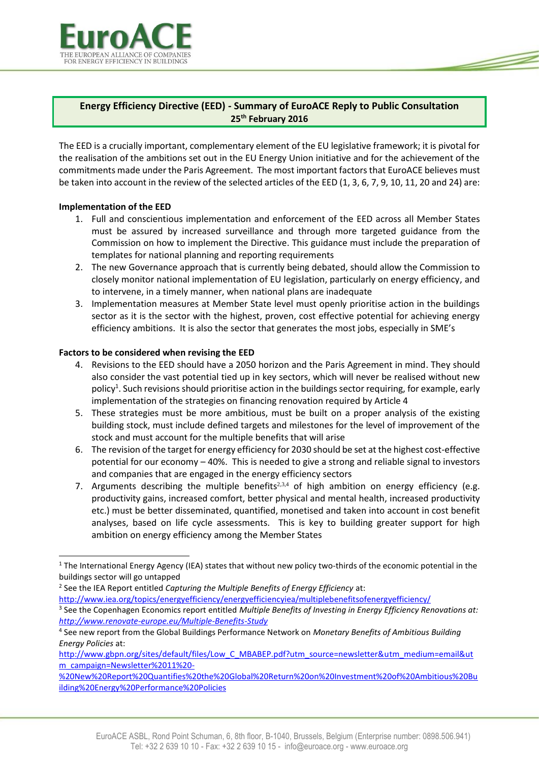# Energy Efficiency Directive (EED) - Summary of EuroACE Reply to Public Consultation

**25th February 2016**

The EED is a crucially important, complementary element of the EU legislative framework; it is pivotal for the realisation of the ambitions set out in the EU Energy Union initiative and for the achievement of the commitments made under the Paris Agreement. The most important factors that EuroACE believes must be taken into account in the review of the selected articles of the EED (1, 3, 6, 7, 9, 10, 11, 20 and 24) are:

**Implementation of the EED**

1. Full and conscientious implementation and enforcement of the EED across all Member States must be assured by increased surveillance and through more targeted guidance from the Commission on how to implement the Directive. This guidance must include the preparation of templates for national planning and reporting requirements
2. The new Governance approach that is currently being debated, should allow the Commission to closely monitor national implementation of EU legislation, particularly on energy efficiency, and to intervene, in a timely manner, when national plans are inadequate
3. Implementation measures at Member State level must openly prioritise action in the buildings sector as it is the sector with the highest, proven, cost effective potential for achieving energy efficiency ambitions. It is also the sector that generates the most jobs, especially in SME's

**Factors to be considered when revising the EED**

4. Revisions to the EED should have a 2050 horizon and the Paris Agreement in mind. They should also consider the vast potential tied up in key sectors, which will never be realised without new policy[1]. Such revisions should prioritise action in the buildings sector requiring, for example, early implementation of the strategies on financing renovation required by Article 4
5. These strategies must be more ambitious, must be built on a proper analysis of the existing building stock, must include defined targets and milestones for the level of improvement of the stock and must account for the multiple benefits that will arise
6. The revision of the target for energy efficiency for 2030 should be set at the highest cost-effective potential for our economy – 40%. This is needed to give a strong and reliable signal to investors and companies that are engaged in the energy efficiency sectors
7. Arguments describing the multiple benefits[2,3,4] of high ambition on energy efficiency (e.g. productivity gains, increased comfort, better physical and mental health, increased productivity etc.) must be better disseminated, quantified, monetised and taken into account in cost benefit analyses, based on life cycle assessments. This is key to building greater support for high ambition on energy efficiency among the Member States

---

[1] The International Energy Agency (IEA) states that without new policy two-thirds of the economic potential in the buildings sector will go untapped

[2] See the IEA Report entitled *Capturing the Multiple Benefits of Energy Efficiency* at: http://www.iea.org/topics/energyefficiency/energyefficiencyiea/multiplebenefitsofenergyefficiency/

[3] See the Copenhagen Economics report entitled *Multiple Benefits of Investing in Energy Efficiency Renovations at: http://www.renovate-europe.eu/Multiple-Benefits-Study*

[4] See new report from the Global Buildings Performance Network on *Monetary Benefits of Ambitious Building Energy Policies* at: http://www.gbpn.org/sites/default/files/Low_C_MBABEP.pdf?utm_source=newsletter&utm_medium=email&utm_campaign=Newsletter%2011%20-%20New%20Report%20Quantifies%20the%20Global%20Return%20on%20Investment%20of%20Ambitious%20Building%20Energy%20Performance%20Policies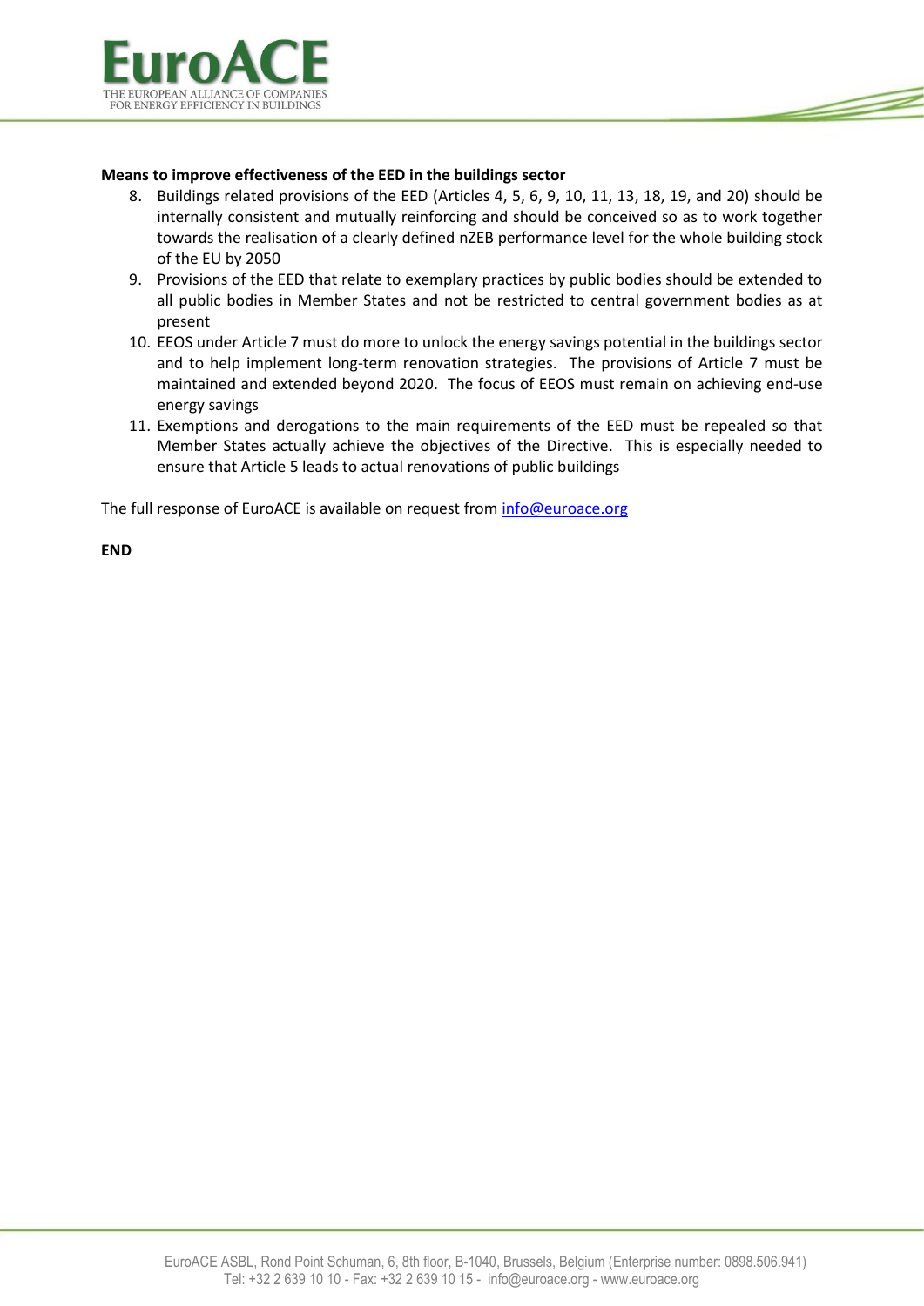**Means to improve effectiveness of the EED in the buildings sector**

8. Buildings related provisions of the EED (Articles 4, 5, 6, 9, 10, 11, 13, 18, 19, and 20) should be internally consistent and mutually reinforcing and should be conceived so as to work together towards the realisation of a clearly defined nZEB performance level for the whole building stock of the EU by 2050
9. Provisions of the EED that relate to exemplary practices by public bodies should be extended to all public bodies in Member States and not be restricted to central government bodies as at present
10. EEOS under Article 7 must do more to unlock the energy savings potential in the buildings sector and to help implement long-term renovation strategies. The provisions of Article 7 must be maintained and extended beyond 2020. The focus of EEOS must remain on achieving end-use energy savings
11. Exemptions and derogations to the main requirements of the EED must be repealed so that Member States actually achieve the objectives of the Directive. This is especially needed to ensure that Article 5 leads to actual renovations of public buildings

The full response of EuroACE is available on request from info@euroace.org

**END**